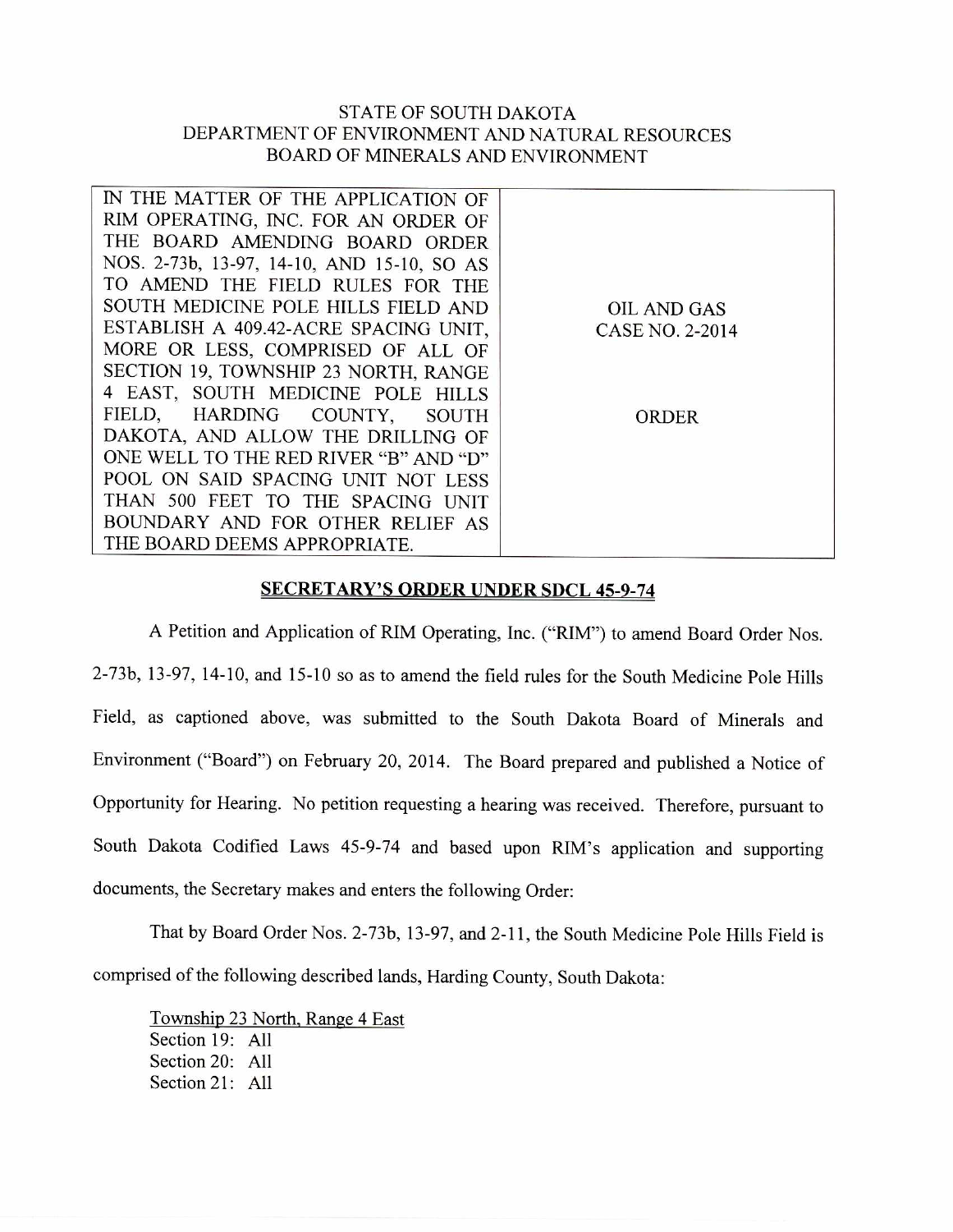STATE OF SOUTH DAKOTA
DEPARTMENT OF ENVIRONMENT AND NATURAL RESOURCES
BOARD OF MINERALS AND ENVIRONMENT

| IN THE MATTER OF THE APPLICATION OF RIM OPERATING, INC. FOR AN ORDER OF THE BOARD AMENDING BOARD ORDER NOS. 2-73b, 13-97, 14-10, AND 15-10, SO AS TO AMEND THE FIELD RULES FOR THE SOUTH MEDICINE POLE HILLS FIELD AND ESTABLISH A 409.42-ACRE SPACING UNIT, MORE OR LESS, COMPRISED OF ALL OF SECTION 19, TOWNSHIP 23 NORTH, RANGE 4 EAST, SOUTH MEDICINE POLE HILLS FIELD, HARDING COUNTY, SOUTH DAKOTA, AND ALLOW THE DRILLING OF ONE WELL TO THE RED RIVER "B" AND "D" POOL ON SAID SPACING UNIT NOT LESS THAN 500 FEET TO THE SPACING UNIT BOUNDARY AND FOR OTHER RELIEF AS THE BOARD DEEMS APPROPRIATE. | OIL AND GAS CASE NO. 2-2014<br><br>ORDER |
|---|---|

## SECRETARY'S ORDER UNDER SDCL 45-9-74

A Petition and Application of RIM Operating, Inc. ("RIM") to amend Board Order Nos. 2-73b, 13-97, 14-10, and 15-10 so as to amend the field rules for the South Medicine Pole Hills Field, as captioned above, was submitted to the South Dakota Board of Minerals and Environment ("Board") on February 20, 2014. The Board prepared and published a Notice of Opportunity for Hearing. No petition requesting a hearing was received. Therefore, pursuant to South Dakota Codified Laws 45-9-74 and based upon RIM's application and supporting documents, the Secretary makes and enters the following Order:

That by Board Order Nos. 2-73b, 13-97, and 2-11, the South Medicine Pole Hills Field is comprised of the following described lands, Harding County, South Dakota:

Township 23 North, Range 4 East
Section 19: All
Section 20: All
Section 21: All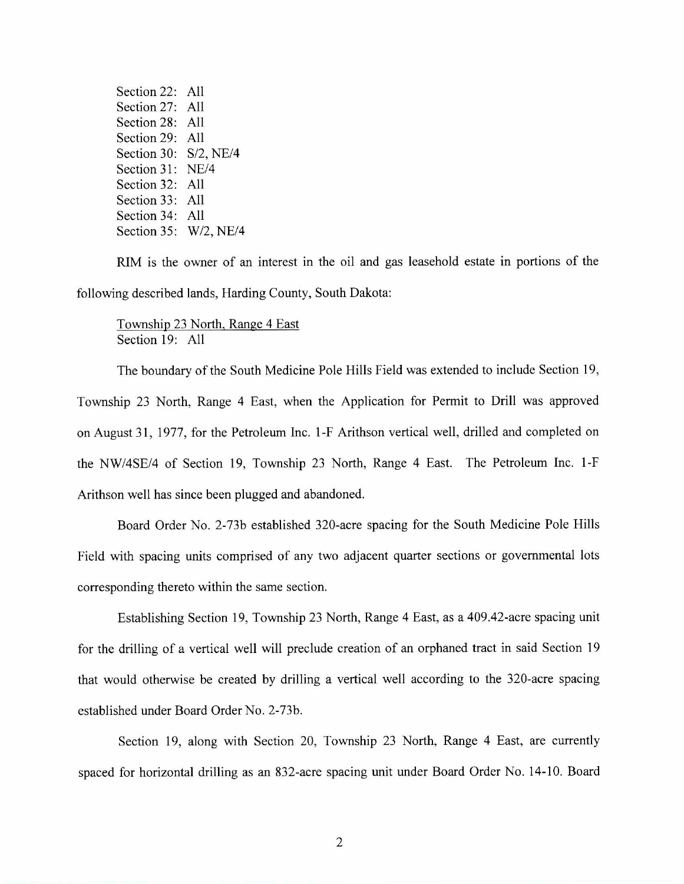Section 22: All
Section 27: All
Section 28: All
Section 29: All
Section 30: S/2, NE/4
Section 31: NE/4
Section 32: All
Section 33: All
Section 34: All
Section 35: W/2, NE/4

RIM is the owner of an interest in the oil and gas leasehold estate in portions of the following described lands, Harding County, South Dakota:

Township 23 North, Range 4 East
Section 19: All

The boundary of the South Medicine Pole Hills Field was extended to include Section 19, Township 23 North, Range 4 East, when the Application for Permit to Drill was approved on August 31, 1977, for the Petroleum Inc. 1-F Arithson vertical well, drilled and completed on the NW/4SE/4 of Section 19, Township 23 North, Range 4 East. The Petroleum Inc. 1-F Arithson well has since been plugged and abandoned.

Board Order No. 2-73b established 320-acre spacing for the South Medicine Pole Hills Field with spacing units comprised of any two adjacent quarter sections or governmental lots corresponding thereto within the same section.

Establishing Section 19, Township 23 North, Range 4 East, as a 409.42-acre spacing unit for the drilling of a vertical well will preclude creation of an orphaned tract in said Section 19 that would otherwise be created by drilling a vertical well according to the 320-acre spacing established under Board Order No. 2-73b.

Section 19, along with Section 20, Township 23 North, Range 4 East, are currently spaced for horizontal drilling as an 832-acre spacing unit under Board Order No. 14-10. Board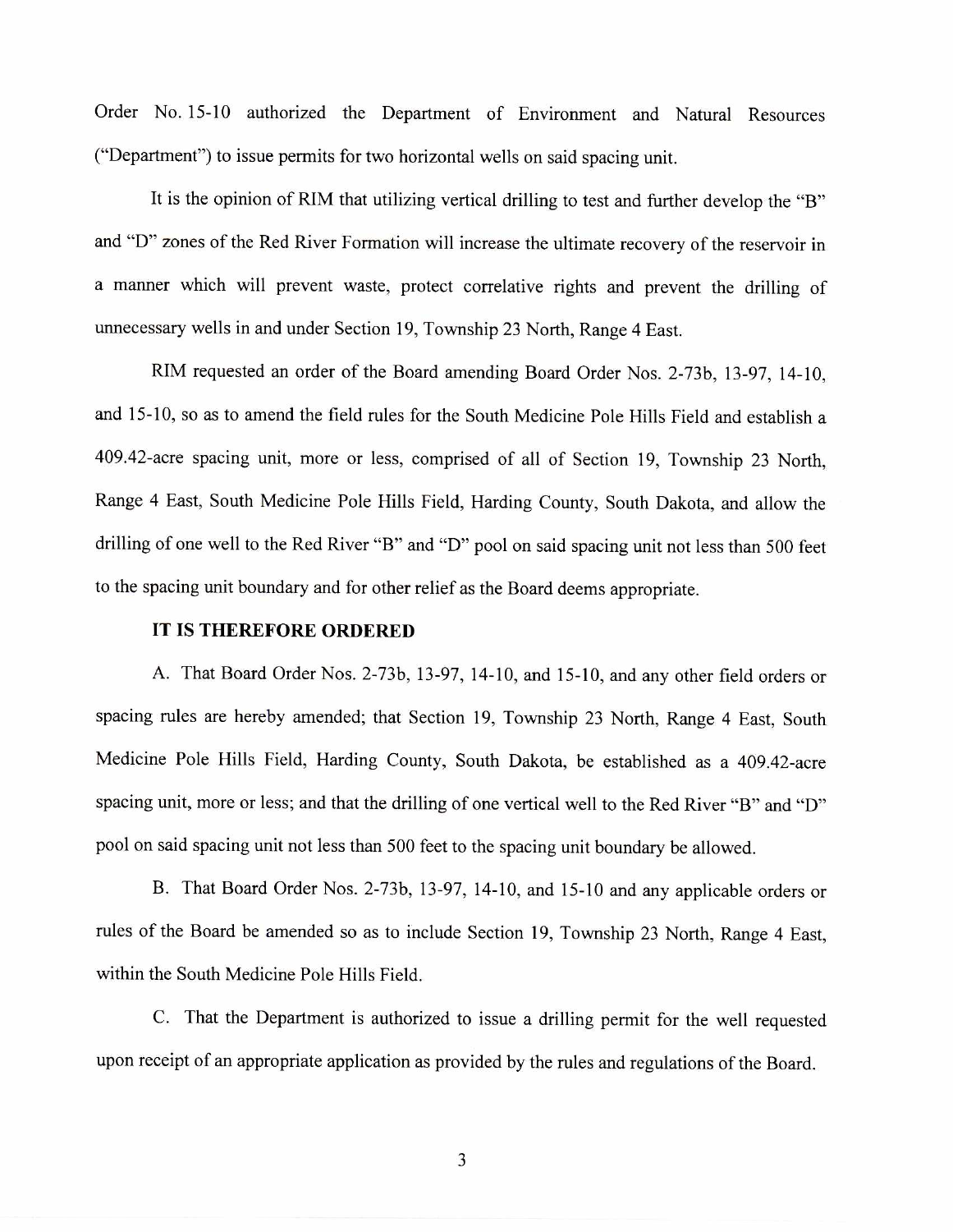Order No. 15-10 authorized the Department of Environment and Natural Resources ("Department") to issue permits for two horizontal wells on said spacing unit.

It is the opinion of RIM that utilizing vertical drilling to test and further develop the "B" and "D" zones of the Red River Formation will increase the ultimate recovery of the reservoir in a manner which will prevent waste, protect correlative rights and prevent the drilling of unnecessary wells in and under Section 19, Township 23 North, Range 4 East.

RIM requested an order of the Board amending Board Order Nos. 2-73b, 13-97, 14-10, and 15-10, so as to amend the field rules for the South Medicine Pole Hills Field and establish a 409.42-acre spacing unit, more or less, comprised of all of Section 19, Township 23 North, Range 4 East, South Medicine Pole Hills Field, Harding County, South Dakota, and allow the drilling of one well to the Red River "B" and "D" pool on said spacing unit not less than 500 feet to the spacing unit boundary and for other relief as the Board deems appropriate.

**IT IS THEREFORE ORDERED**

A. That Board Order Nos. 2-73b, 13-97, 14-10, and 15-10, and any other field orders or spacing rules are hereby amended; that Section 19, Township 23 North, Range 4 East, South Medicine Pole Hills Field, Harding County, South Dakota, be established as a 409.42-acre spacing unit, more or less; and that the drilling of one vertical well to the Red River "B" and "D" pool on said spacing unit not less than 500 feet to the spacing unit boundary be allowed.

B. That Board Order Nos. 2-73b, 13-97, 14-10, and 15-10 and any applicable orders or rules of the Board be amended so as to include Section 19, Township 23 North, Range 4 East, within the South Medicine Pole Hills Field.

C. That the Department is authorized to issue a drilling permit for the well requested upon receipt of an appropriate application as provided by the rules and regulations of the Board.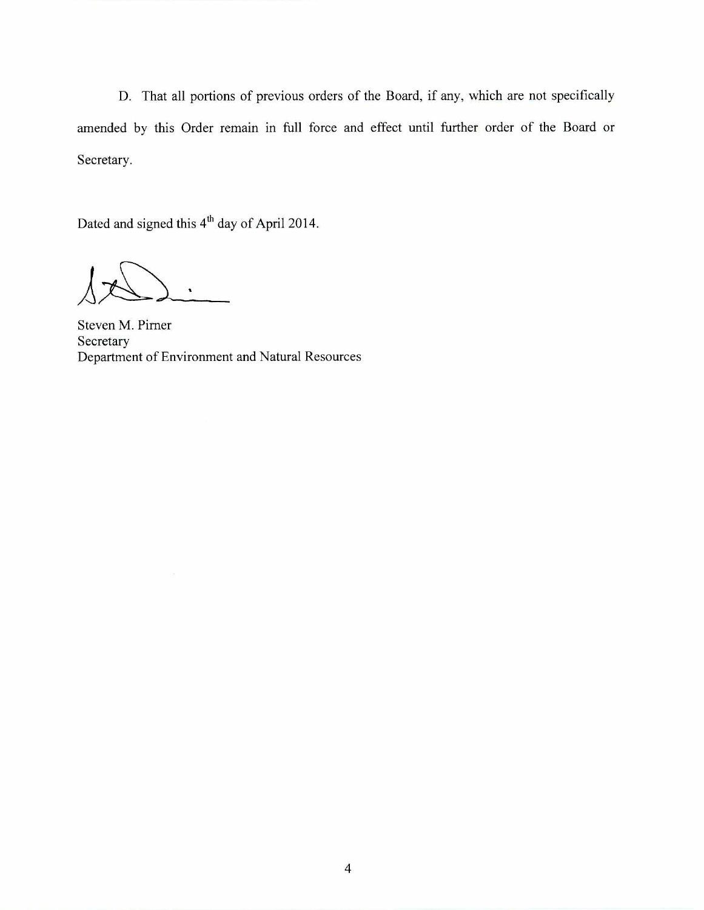D. That all portions of previous orders of the Board, if any, which are not specifically amended by this Order remain in full force and effect until further order of the Board or Secretary.

Dated and signed this 4th day of April 2014.

Steven M. Pirner  
Secretary  
Department of Environment and Natural Resources